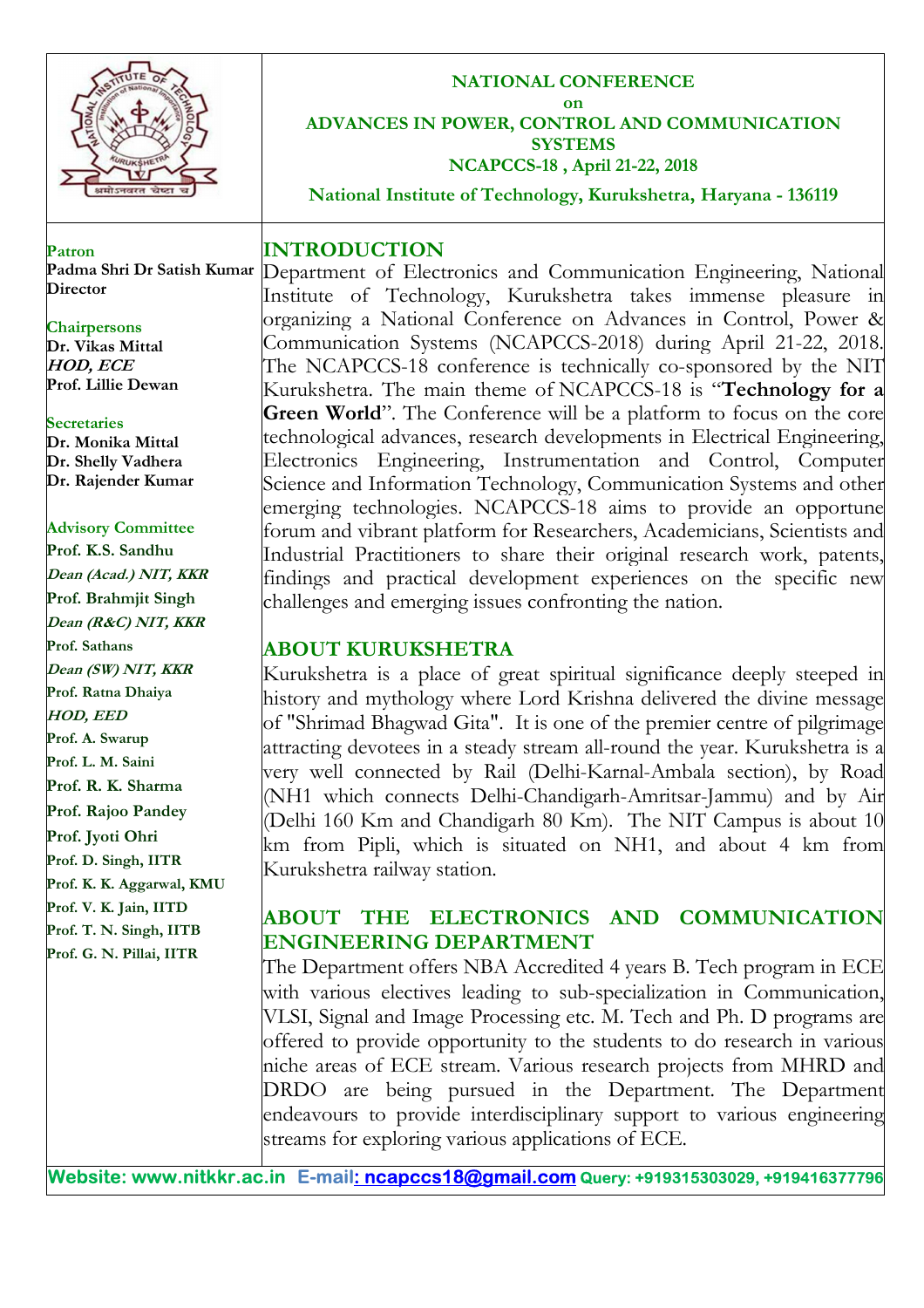**NATIONAL CONFERENCE**
**on**
**ADVANCES IN POWER, CONTROL AND COMMUNICATION SYSTEMS**
**NCAPCCS-18 , April 21-22, 2018**

**National Institute of Technology, Kurukshetra, Haryana - 136119**

**Patron**
**Padma Shri Dr Satish Kumar**
**Director**

**Chairpersons**
**Dr. Vikas Mittal**
***HOD, ECE***
**Prof. Lillie Dewan**

**Secretaries**
**Dr. Monika Mittal**
**Dr. Shelly Vadhera**
**Dr. Rajender Kumar**

**Advisory Committee**
**Prof. K.S. Sandhu**
***Dean (Acad.) NIT, KKR***
**Prof. Brahmjit Singh**
***Dean (R&C) NIT, KKR***
**Prof. Sathans**
***Dean (SW) NIT, KKR***
**Prof. Ratna Dhaiya**
***HOD, EED***
**Prof. A. Swarup**
**Prof. L. M. Saini**
**Prof. R. K. Sharma**
**Prof. Rajoo Pandey**
**Prof. Jyoti Ohri**
**Prof. D. Singh, IITR**
**Prof. K. K. Aggarwal, KMU**
**Prof. V. K. Jain, IITD**
**Prof. T. N. Singh, IITB**
**Prof. G. N. Pillai, IITR**

## INTRODUCTION

Department of Electronics and Communication Engineering, National Institute of Technology, Kurukshetra takes immense pleasure in organizing a National Conference on Advances in Control, Power & Communication Systems (NCAPCCS-2018) during April 21-22, 2018. The NCAPCCS-18 conference is technically co-sponsored by the NIT Kurukshetra. The main theme of NCAPCCS-18 is "**Technology for a Green World**". The Conference will be a platform to focus on the core technological advances, research developments in Electrical Engineering, Electronics Engineering, Instrumentation and Control, Computer Science and Information Technology, Communication Systems and other emerging technologies. NCAPCCS-18 aims to provide an opportune forum and vibrant platform for Researchers, Academicians, Scientists and Industrial Practitioners to share their original research work, patents, findings and practical development experiences on the specific new challenges and emerging issues confronting the nation.

## ABOUT KURUKSHETRA

Kurukshetra is a place of great spiritual significance deeply steeped in history and mythology where Lord Krishna delivered the divine message of "Shrimad Bhagwad Gita". It is one of the premier centre of pilgrimage attracting devotees in a steady stream all-round the year. Kurukshetra is a very well connected by Rail (Delhi-Karnal-Ambala section), by Road (NH1 which connects Delhi-Chandigarh-Amritsar-Jammu) and by Air (Delhi 160 Km and Chandigarh 80 Km). The NIT Campus is about 10 km from Pipli, which is situated on NH1, and about 4 km from Kurukshetra railway station.

## ABOUT THE ELECTRONICS AND COMMUNICATION ENGINEERING DEPARTMENT

The Department offers NBA Accredited 4 years B. Tech program in ECE with various electives leading to sub-specialization in Communication, VLSI, Signal and Image Processing etc. M. Tech and Ph. D programs are offered to provide opportunity to the students to do research in various niche areas of ECE stream. Various research projects from MHRD and DRDO are being pursued in the Department. The Department endeavours to provide interdisciplinary support to various engineering streams for exploring various applications of ECE.

**Website: www.nitkkr.ac.in E-mail: ncapccs18@gmail.com Query: +919315303029, +919416377796**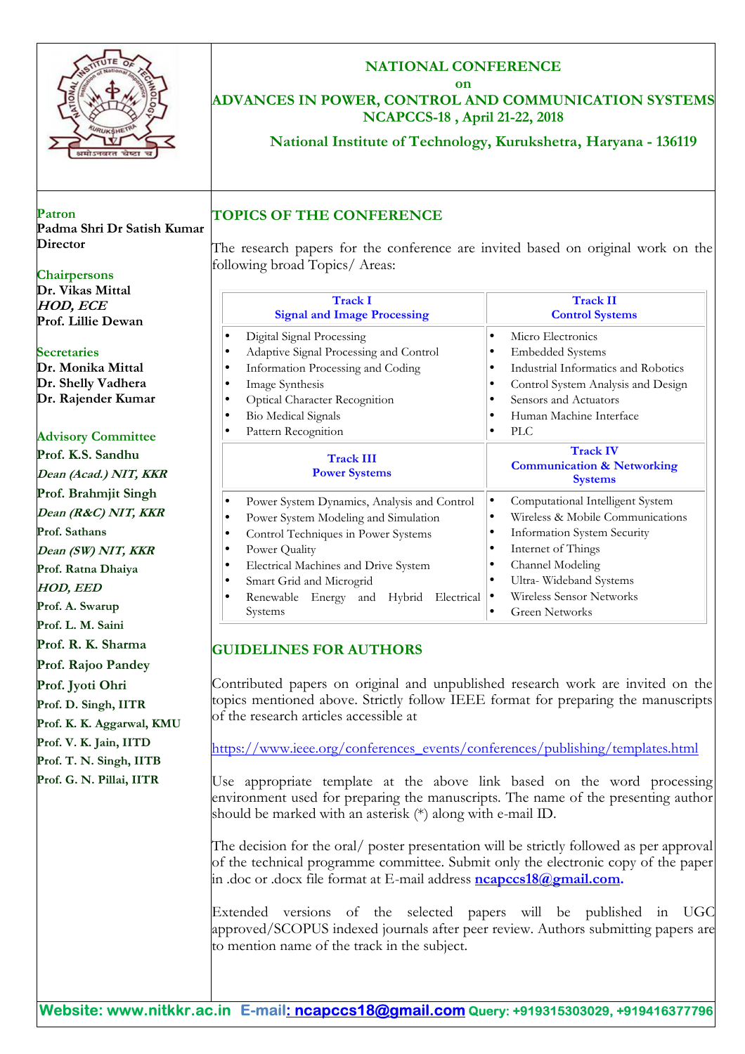## NATIONAL CONFERENCE
### on
## ADVANCES IN POWER, CONTROL AND COMMUNICATION SYSTEMS
### NCAPCCS-18 , April 21-22, 2018

### National Institute of Technology, Kurukshetra, Haryana - 136119

**Patron**
**Padma Shri Dr Satish Kumar**
**Director**

**Chairpersons**
**Dr. Vikas Mittal**
***HOD, ECE***
**Prof. Lillie Dewan**

**Secretaries**
**Dr. Monika Mittal**
**Dr. Shelly Vadhera**
**Dr. Rajender Kumar**

**Advisory Committee**
**Prof. K.S. Sandhu**
***Dean (Acad.) NIT, KKR***
**Prof. Brahmjit Singh**
***Dean (R&C) NIT, KKR***
**Prof. Sathans**
***Dean (SW) NIT, KKR***
**Prof. Ratna Dhaiya**
***HOD, EED***
**Prof. A. Swarup**
**Prof. L. M. Saini**
**Prof. R. K. Sharma**
**Prof. Rajoo Pandey**
**Prof. Jyoti Ohri**
**Prof. D. Singh, IITR**
**Prof. K. K. Aggarwal, KMU**
**Prof. V. K. Jain, IITD**
**Prof. T. N. Singh, IITB**
**Prof. G. N. Pillai, IITR**

## TOPICS OF THE CONFERENCE

The research papers for the conference are invited based on original work on the following broad Topics/ Areas:

| Track I<br>Signal and Image Processing | Track II<br>Control Systems |
|---|---|
| • Digital Signal Processing<br>• Adaptive Signal Processing and Control<br>• Information Processing and Coding<br>• Image Synthesis<br>• Optical Character Recognition<br>• Bio Medical Signals<br>• Pattern Recognition | • Micro Electronics<br>• Embedded Systems<br>• Industrial Informatics and Robotics<br>• Control System Analysis and Design<br>• Sensors and Actuators<br>• Human Machine Interface<br>• PLC |
| **Track III<br>Power Systems** | **Track IV<br>Communication & Networking Systems** |
| • Power System Dynamics, Analysis and Control<br>• Power System Modeling and Simulation<br>• Control Techniques in Power Systems<br>• Power Quality<br>• Electrical Machines and Drive System<br>• Smart Grid and Microgrid<br>• Renewable Energy and Hybrid Electrical Systems | • Computational Intelligent System<br>• Wireless & Mobile Communications<br>• Information System Security<br>• Internet of Things<br>• Channel Modeling<br>• Ultra- Wideband Systems<br>• Wireless Sensor Networks<br>• Green Networks |

## GUIDELINES FOR AUTHORS

Contributed papers on original and unpublished research work are invited on the topics mentioned above. Strictly follow IEEE format for preparing the manuscripts of the research articles accessible at

https://www.ieee.org/conferences_events/conferences/publishing/templates.html

Use appropriate template at the above link based on the word processing environment used for preparing the manuscripts. The name of the presenting author should be marked with an asterisk (*) along with e-mail ID.

The decision for the oral/ poster presentation will be strictly followed as per approval of the technical programme committee. Submit only the electronic copy of the paper in .doc or .docx file format at E-mail address **ncapccs18@gmail.com.**

Extended versions of the selected papers will be published in UGC approved/SCOPUS indexed journals after peer review. Authors submitting papers are to mention name of the track in the subject.

**Website: www.nitkkr.ac.in E-mail: ncapccs18@gmail.com Query: +919315303029, +919416377796**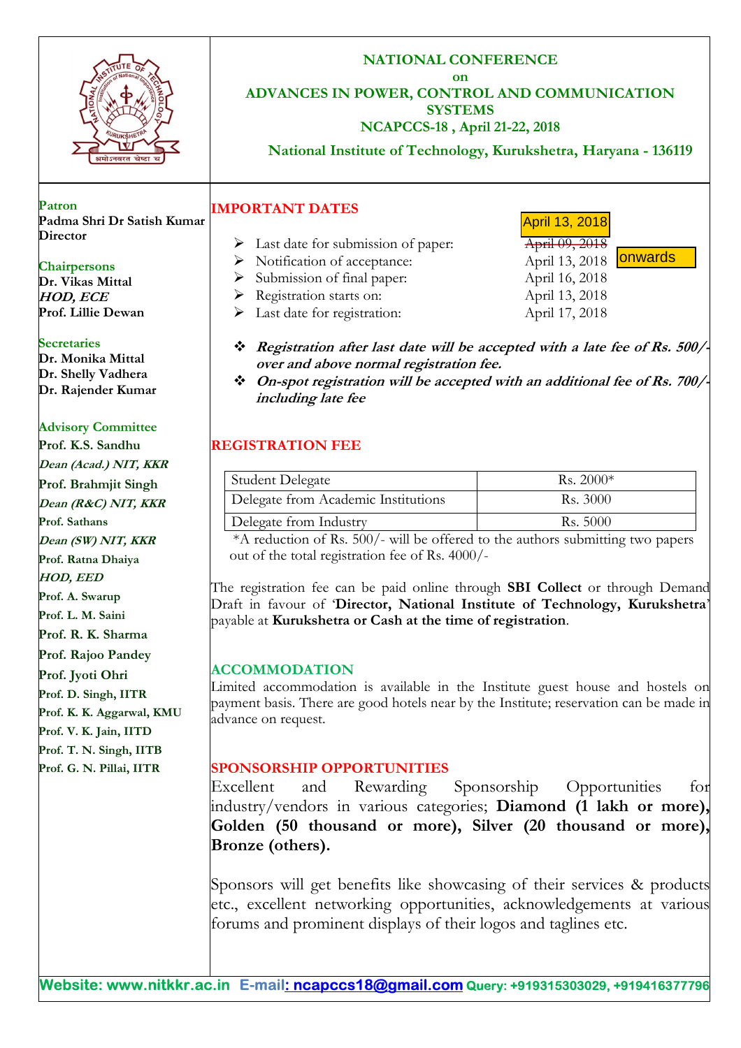# NATIONAL CONFERENCE

on

## ADVANCES IN POWER, CONTROL AND COMMUNICATION SYSTEMS

**NCAPCCS-18 , April 21-22, 2018**

**National Institute of Technology, Kurukshetra, Haryana - 136119**

**Patron**
**Padma Shri Dr Satish Kumar**
**Director**

**Chairpersons**
**Dr. Vikas Mittal**
***HOD, ECE***
**Prof. Lillie Dewan**

**Secretaries**
**Dr. Monika Mittal**
**Dr. Shelly Vadhera**
**Dr. Rajender Kumar**

**Advisory Committee**
**Prof. K.S. Sandhu**
***Dean (Acad.) NIT, KKR***
**Prof. Brahmjit Singh**
***Dean (R&C) NIT, KKR***
**Prof. Sathans**
***Dean (SW) NIT, KKR***
**Prof. Ratna Dhaiya**
***HOD, EED***
**Prof. A. Swarup**
**Prof. L. M. Saini**
**Prof. R. K. Sharma**
**Prof. Rajoo Pandey**
**Prof. Jyoti Ohri**
**Prof. D. Singh, IITR**
**Prof. K. K. Aggarwal, KMU**
**Prof. V. K. Jain, IITD**
**Prof. T. N. Singh, IITB**
**Prof. G. N. Pillai, IITR**

## IMPORTANT DATES

- Last date for submission of paper: ~~April 09, 2018~~ April 13, 2018
- Notification of acceptance: April 13, 2018 onwards
- Submission of final paper: April 16, 2018
- Registration starts on: April 13, 2018
- Last date for registration: April 17, 2018

- ***Registration after last date will be accepted with a late fee of Rs. 500/- over and above normal registration fee.***
- ***On-spot registration will be accepted with an additional fee of Rs. 700/- including late fee***

## REGISTRATION FEE

| Student Delegate | Rs. 2000* |
|---|---|
| Delegate from Academic Institutions | Rs. 3000 |
| Delegate from Industry | Rs. 5000 |

*A reduction of Rs. 500/- will be offered to the authors submitting two papers out of the total registration fee of Rs. 4000/-

The registration fee can be paid online through **SBI Collect** or through Demand Draft in favour of '**Director, National Institute of Technology, Kurukshetra**' payable at **Kurukshetra or Cash at the time of registration**.

## ACCOMMODATION

Limited accommodation is available in the Institute guest house and hostels on payment basis. There are good hotels near by the Institute; reservation can be made in advance on request.

## SPONSORSHIP OPPORTUNITIES

Excellent and Rewarding Sponsorship Opportunities for industry/vendors in various categories; **Diamond (1 lakh or more), Golden (50 thousand or more), Silver (20 thousand or more), Bronze (others).**

Sponsors will get benefits like showcasing of their services & products etc., excellent networking opportunities, acknowledgements at various forums and prominent displays of their logos and taglines etc.

**Website: www.nitkkr.ac.in  E-mail: ncapccs18@gmail.com  Query: +919315303029, +919416377796**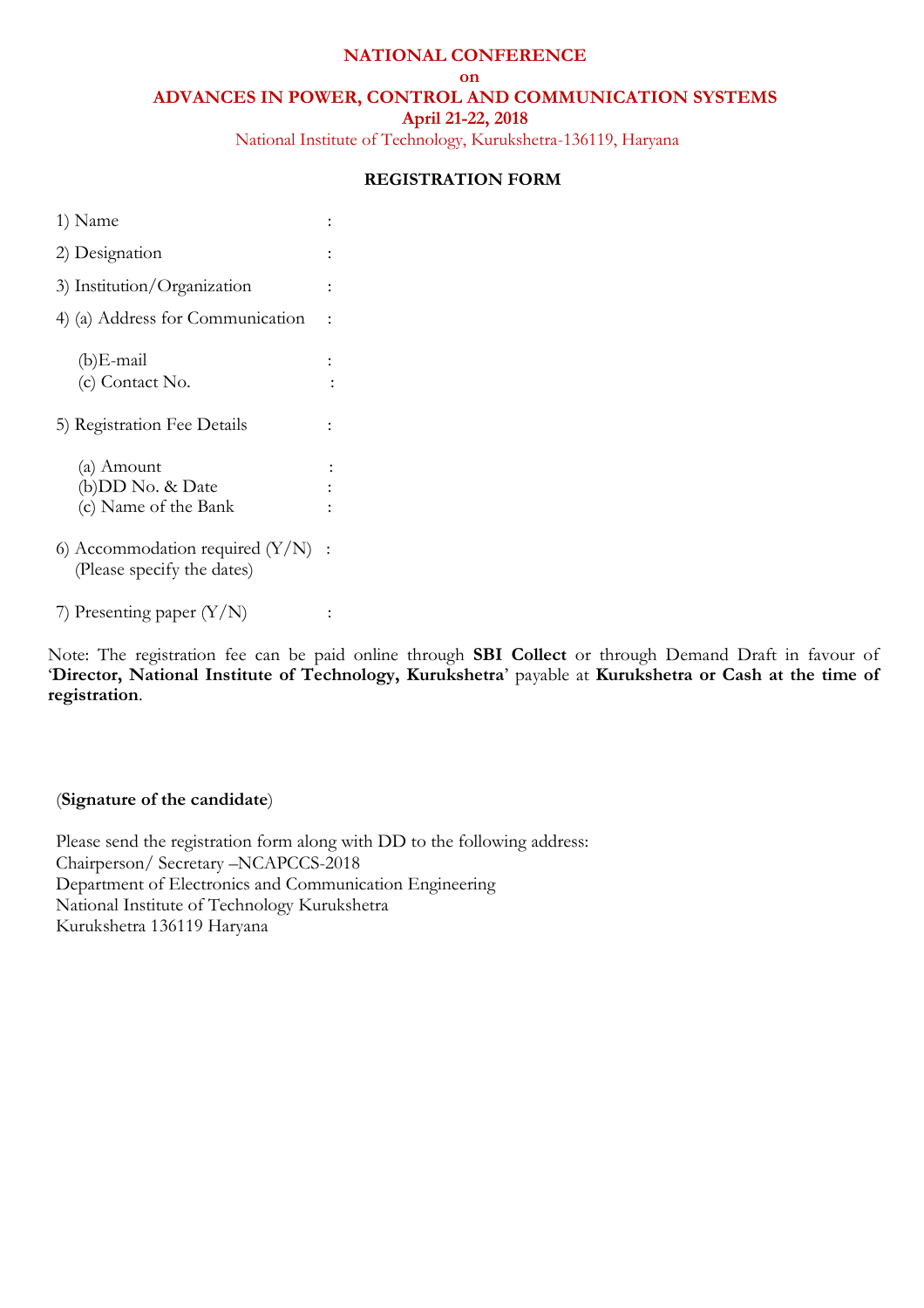**NATIONAL CONFERENCE**

**on**

**ADVANCES IN POWER, CONTROL AND COMMUNICATION SYSTEMS**

**April 21-22, 2018**

National Institute of Technology, Kurukshetra-136119, Haryana

## REGISTRATION FORM

1) Name :

2) Designation :

3) Institution/Organization :

4) (a) Address for Communication :

   (b)E-mail :
   (c) Contact No. :

5) Registration Fee Details :

   (a) Amount :
   (b)DD No. & Date :
   (c) Name of the Bank :

6) Accommodation required (Y/N) :
   (Please specify the dates)

7) Presenting paper (Y/N) :

Note: The registration fee can be paid online through **SBI Collect** or through Demand Draft in favour of '**Director, National Institute of Technology, Kurukshetra**' payable at **Kurukshetra or Cash at the time of registration**.

(**Signature of the candidate**)

Please send the registration form along with DD to the following address:
Chairperson/ Secretary –NCAPCCS-2018
Department of Electronics and Communication Engineering
National Institute of Technology Kurukshetra
Kurukshetra 136119 Haryana